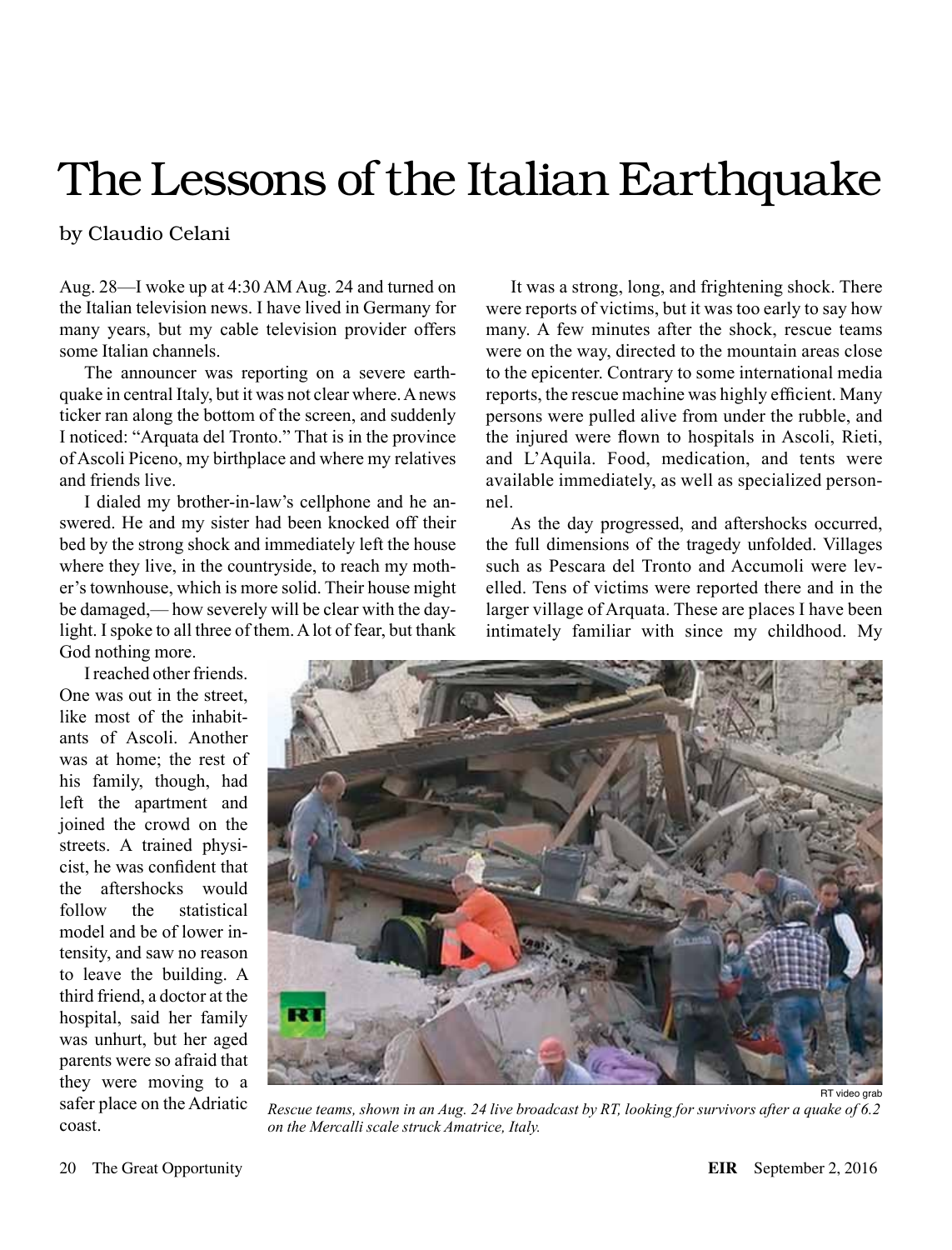# The Lessons of the Italian Earthquake

by Claudio Celani

Aug. 28—I woke up at 4:30 AM Aug. 24 and turned on the Italian television news. I have lived in Germany for many years, but my cable television provider offers some Italian channels.

The announcer was reporting on a severe earthquake in central Italy, but it was not clear where. A news ticker ran along the bottom of the screen, and suddenly I noticed: "Arquata del Tronto." That is in the province of Ascoli Piceno, my birthplace and where my relatives and friends live.

I dialed my brother-in-law's cellphone and he answered. He and my sister had been knocked off their bed by the strong shock and immediately left the house where they live, in the countryside, to reach my mother's townhouse, which is more solid. Their house might be damaged,— how severely will be clear with the daylight. I spoke to all three of them. A lot of fear, but thank God nothing more.

I reached other friends. One was out in the street, like most of the inhabitants of Ascoli. Another was at home; the rest of his family, though, had left the apartment and joined the crowd on the streets. A trained physicist, he was confident that the aftershocks would follow the statistical model and be of lower intensity, and saw no reason to leave the building. A third friend, a doctor at the hospital, said her family was unhurt, but her aged parents were so afraid that they were moving to a safer place on the Adriatic coast.

It was a strong, long, and frightening shock. There were reports of victims, but it was too early to say how many. A few minutes after the shock, rescue teams were on the way, directed to the mountain areas close to the epicenter. Contrary to some international media reports, the rescue machine was highly efficient. Many persons were pulled alive from under the rubble, and the injured were flown to hospitals in Ascoli, Rieti, and L'Aquila. Food, medication, and tents were available immediately, as well as specialized personnel.

As the day progressed, and aftershocks occurred, the full dimensions of the tragedy unfolded. Villages such as Pescara del Tronto and Accumoli were levelled. Tens of victims were reported there and in the larger village of Arquata. These are places I have been intimately familiar with since my childhood. My

RT video grab

*Rescue teams, shown in an Aug. 24 live broadcast by RT, looking for survivors after a quake of 6.2 on the Mercalli scale struck Amatrice, Italy.*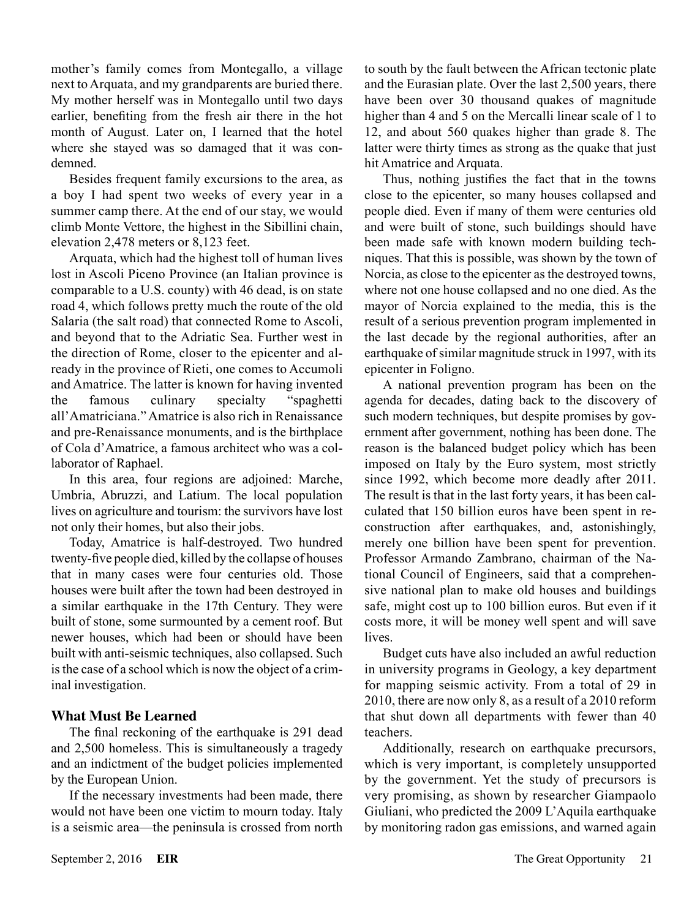mother's family comes from Montegallo, a village next to Arquata, and my grandparents are buried there. My mother herself was in Montegallo until two days earlier, benefiting from the fresh air there in the hot month of August. Later on, I learned that the hotel where she stayed was so damaged that it was condemned.

Besides frequent family excursions to the area, as a boy I had spent two weeks of every year in a summer camp there. At the end of our stay, we would climb Monte Vettore, the highest in the Sibillini chain, elevation 2,478 meters or 8,123 feet.

Arquata, which had the highest toll of human lives lost in Ascoli Piceno Province (an Italian province is comparable to a U.S. county) with 46 dead, is on state road 4, which follows pretty much the route of the old Salaria (the salt road) that connected Rome to Ascoli, and beyond that to the Adriatic Sea. Further west in the direction of Rome, closer to the epicenter and already in the province of Rieti, one comes to Accumoli and Amatrice. The latter is known for having invented the famous culinary specialty "spaghetti all'Amatriciana." Amatrice is also rich in Renaissance and pre-Renaissance monuments, and is the birthplace of Cola d'Amatrice, a famous architect who was a collaborator of Raphael.

In this area, four regions are adjoined: Marche, Umbria, Abruzzi, and Latium. The local population lives on agriculture and tourism: the survivors have lost not only their homes, but also their jobs.

Today, Amatrice is half-destroyed. Two hundred twenty-five people died, killed by the collapse of houses that in many cases were four centuries old. Those houses were built after the town had been destroyed in a similar earthquake in the 17th Century. They were built of stone, some surmounted by a cement roof. But newer houses, which had been or should have been built with anti-seismic techniques, also collapsed. Such is the case of a school which is now the object of a criminal investigation.

### What Must Be Learned

The final reckoning of the earthquake is 291 dead and 2,500 homeless. This is simultaneously a tragedy and an indictment of the budget policies implemented by the European Union.

If the necessary investments had been made, there would not have been one victim to mourn today. Italy is a seismic area—the peninsula is crossed from north to south by the fault between the African tectonic plate and the Eurasian plate. Over the last 2,500 years, there have been over 30 thousand quakes of magnitude higher than 4 and 5 on the Mercalli linear scale of 1 to 12, and about 560 quakes higher than grade 8. The latter were thirty times as strong as the quake that just hit Amatrice and Arquata.

Thus, nothing justifies the fact that in the towns close to the epicenter, so many houses collapsed and people died. Even if many of them were centuries old and were built of stone, such buildings should have been made safe with known modern building techniques. That this is possible, was shown by the town of Norcia, as close to the epicenter as the destroyed towns, where not one house collapsed and no one died. As the mayor of Norcia explained to the media, this is the result of a serious prevention program implemented in the last decade by the regional authorities, after an earthquake of similar magnitude struck in 1997, with its epicenter in Foligno.

A national prevention program has been on the agenda for decades, dating back to the discovery of such modern techniques, but despite promises by government after government, nothing has been done. The reason is the balanced budget policy which has been imposed on Italy by the Euro system, most strictly since 1992, which become more deadly after 2011. The result is that in the last forty years, it has been calculated that 150 billion euros have been spent in reconstruction after earthquakes, and, astonishingly, merely one billion have been spent for prevention. Professor Armando Zambrano, chairman of the National Council of Engineers, said that a comprehensive national plan to make old houses and buildings safe, might cost up to 100 billion euros. But even if it costs more, it will be money well spent and will save lives.

Budget cuts have also included an awful reduction in university programs in Geology, a key department for mapping seismic activity. From a total of 29 in 2010, there are now only 8, as a result of a 2010 reform that shut down all departments with fewer than 40 teachers.

Additionally, research on earthquake precursors, which is very important, is completely unsupported by the government. Yet the study of precursors is very promising, as shown by researcher Giampaolo Giuliani, who predicted the 2009 L'Aquila earthquake by monitoring radon gas emissions, and warned again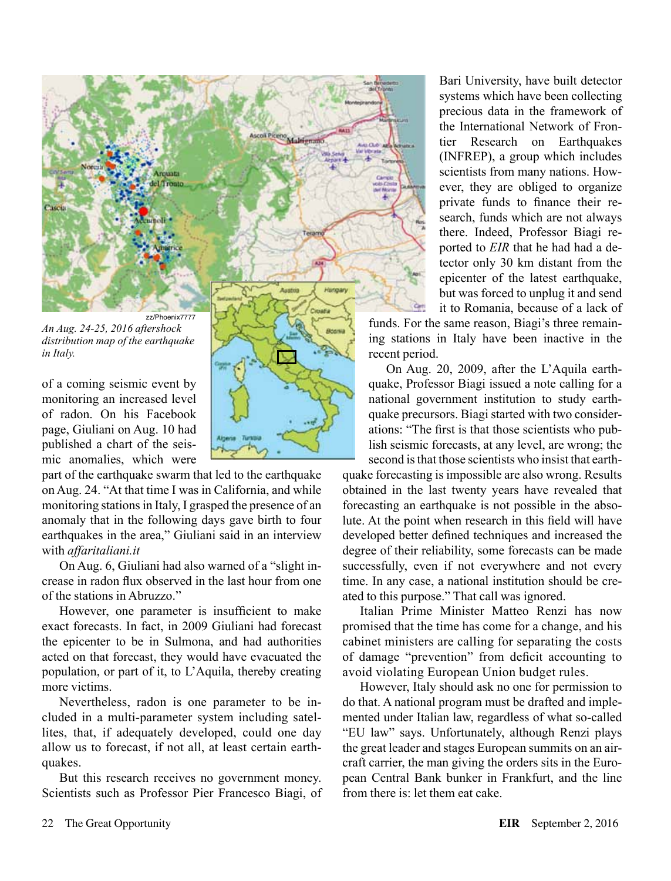zz/Phoenix7777

*An Aug. 24-25, 2016 aftershock distribution map of the earthquake in Italy.*

of a coming seismic event by monitoring an increased level of radon. On his Facebook page, Giuliani on Aug. 10 had published a chart of the seismic anomalies, which were part of the earthquake swarm that led to the earthquake on Aug. 24. "At that time I was in California, and while monitoring stations in Italy, I grasped the presence of an anomaly that in the following days gave birth to four earthquakes in the area," Giuliani said in an interview with *affaritaliani.it*

On Aug. 6, Giuliani had also warned of a "slight increase in radon flux observed in the last hour from one of the stations in Abruzzo."

However, one parameter is insufficient to make exact forecasts. In fact, in 2009 Giuliani had forecast the epicenter to be in Sulmona, and had authorities acted on that forecast, they would have evacuated the population, or part of it, to L'Aquila, thereby creating more victims.

Nevertheless, radon is one parameter to be included in a multi-parameter system including satellites, that, if adequately developed, could one day allow us to forecast, if not all, at least certain earthquakes.

But this research receives no government money. Scientists such as Professor Pier Francesco Biagi, of Bari University, have built detector systems which have been collecting precious data in the framework of the International Network of Frontier Research on Earthquakes (INFREP), a group which includes scientists from many nations. However, they are obliged to organize private funds to finance their research, funds which are not always there. Indeed, Professor Biagi reported to *EIR* that he had had a detector only 30 km distant from the epicenter of the latest earthquake, but was forced to unplug it and send it to Romania, because of a lack of funds. For the same reason, Biagi's three remaining stations in Italy have been inactive in the recent period.

On Aug. 20, 2009, after the L'Aquila earthquake, Professor Biagi issued a note calling for a national government institution to study earthquake precursors. Biagi started with two considerations: "The first is that those scientists who publish seismic forecasts, at any level, are wrong; the second is that those scientists who insist that earthquake forecasting is impossible are also wrong. Results obtained in the last twenty years have revealed that forecasting an earthquake is not possible in the absolute. At the point when research in this field will have developed better defined techniques and increased the degree of their reliability, some forecasts can be made successfully, even if not everywhere and not every time. In any case, a national institution should be created to this purpose." That call was ignored.

Italian Prime Minister Matteo Renzi has now promised that the time has come for a change, and his cabinet ministers are calling for separating the costs of damage "prevention" from deficit accounting to avoid violating European Union budget rules.

However, Italy should ask no one for permission to do that. A national program must be drafted and implemented under Italian law, regardless of what so-called "EU law" says. Unfortunately, although Renzi plays the great leader and stages European summits on an aircraft carrier, the man giving the orders sits in the European Central Bank bunker in Frankfurt, and the line from there is: let them eat cake.